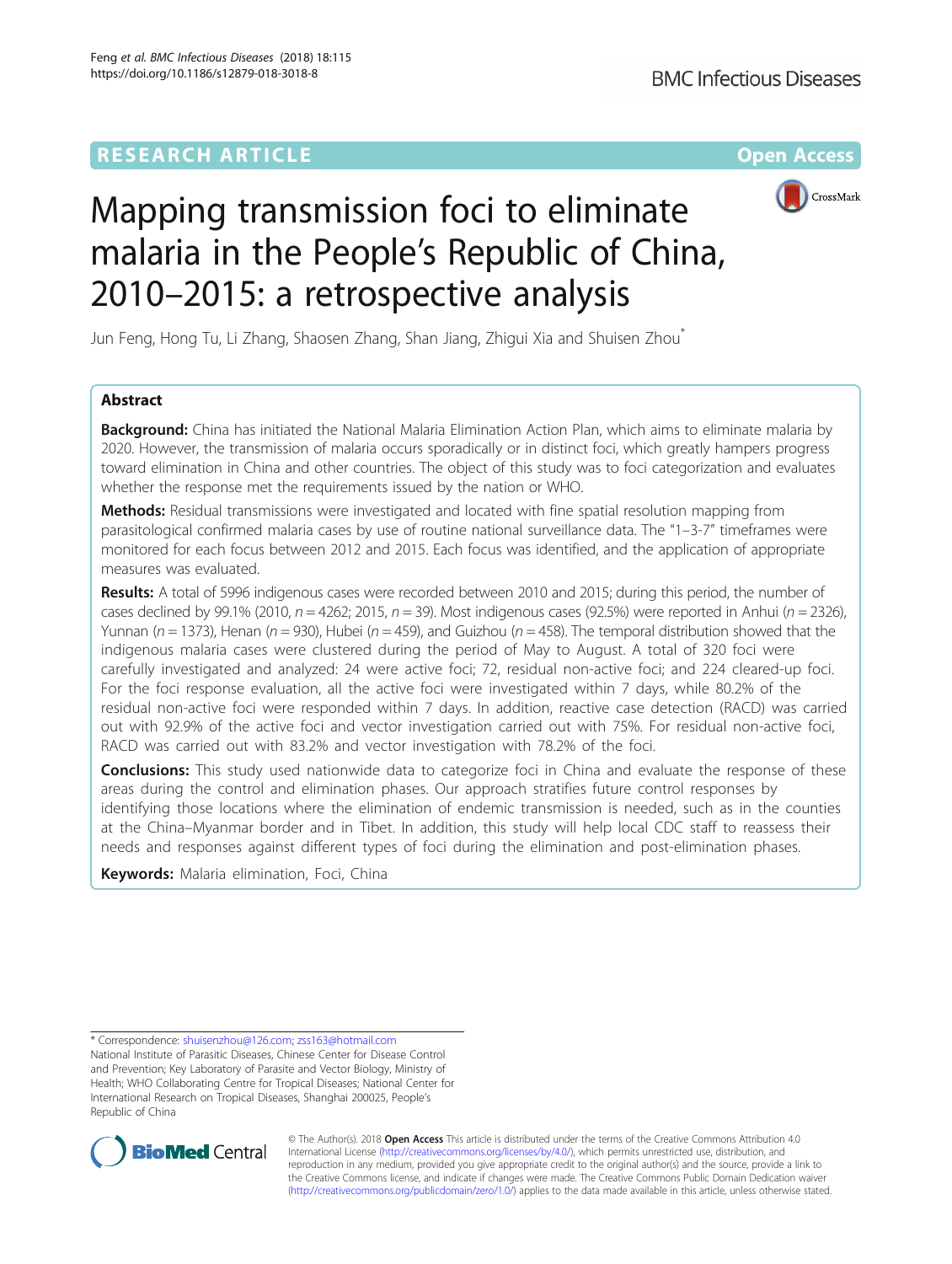RESEARCH ARTICLE

Open Access

# Mapping transmission foci to eliminate malaria in the People's Republic of China, 2010–2015: a retrospective analysis

Jun Feng, Hong Tu, Li Zhang, Shaosen Zhang, Shan Jiang, Zhigui Xia and Shuisen Zhou*

## Abstract

**Background:** China has initiated the National Malaria Elimination Action Plan, which aims to eliminate malaria by 2020. However, the transmission of malaria occurs sporadically or in distinct foci, which greatly hampers progress toward elimination in China and other countries. The object of this study was to foci categorization and evaluates whether the response met the requirements issued by the nation or WHO.

**Methods:** Residual transmissions were investigated and located with fine spatial resolution mapping from parasitological confirmed malaria cases by use of routine national surveillance data. The "1–3-7" timeframes were monitored for each focus between 2012 and 2015. Each focus was identified, and the application of appropriate measures was evaluated.

**Results:** A total of 5996 indigenous cases were recorded between 2010 and 2015; during this period, the number of cases declined by 99.1% (2010, *n* = 4262; 2015, *n* = 39). Most indigenous cases (92.5%) were reported in Anhui (*n* = 2326), Yunnan (*n* = 1373), Henan (*n* = 930), Hubei (*n* = 459), and Guizhou (*n* = 458). The temporal distribution showed that the indigenous malaria cases were clustered during the period of May to August. A total of 320 foci were carefully investigated and analyzed: 24 were active foci; 72, residual non-active foci; and 224 cleared-up foci. For the foci response evaluation, all the active foci were investigated within 7 days, while 80.2% of the residual non-active foci were responded within 7 days. In addition, reactive case detection (RACD) was carried out with 92.9% of the active foci and vector investigation carried out with 75%. For residual non-active foci, RACD was carried out with 83.2% and vector investigation with 78.2% of the foci.

**Conclusions:** This study used nationwide data to categorize foci in China and evaluate the response of these areas during the control and elimination phases. Our approach stratifies future control responses by identifying those locations where the elimination of endemic transmission is needed, such as in the counties at the China–Myanmar border and in Tibet. In addition, this study will help local CDC staff to reassess their needs and responses against different types of foci during the elimination and post-elimination phases.

**Keywords:** Malaria elimination, Foci, China

---

* Correspondence: shuisenzhou@126.com; zss163@hotmail.com
National Institute of Parasitic Diseases, Chinese Center for Disease Control and Prevention; Key Laboratory of Parasite and Vector Biology, Ministry of Health; WHO Collaborating Centre for Tropical Diseases; National Center for International Research on Tropical Diseases, Shanghai 200025, People's Republic of China

© The Author(s). 2018 **Open Access** This article is distributed under the terms of the Creative Commons Attribution 4.0 International License (http://creativecommons.org/licenses/by/4.0/), which permits unrestricted use, distribution, and reproduction in any medium, provided you give appropriate credit to the original author(s) and the source, provide a link to the Creative Commons license, and indicate if changes were made. The Creative Commons Public Domain Dedication waiver (http://creativecommons.org/publicdomain/zero/1.0/) applies to the data made available in this article, unless otherwise stated.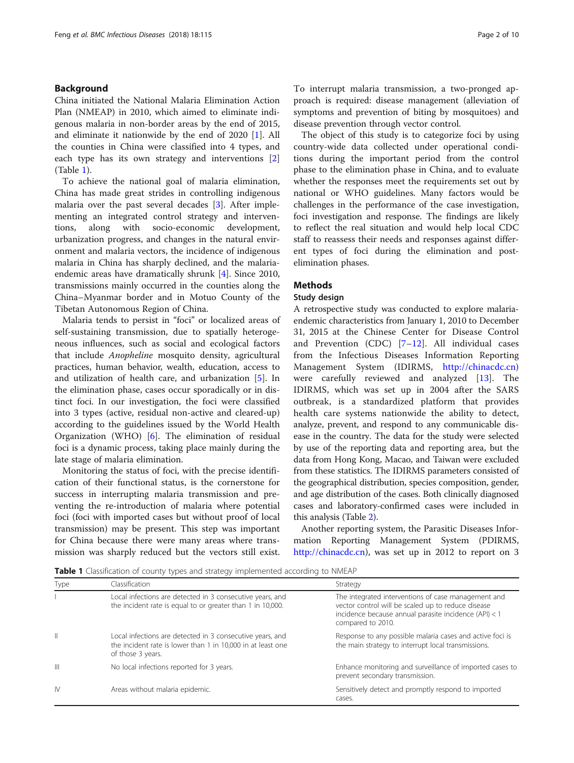## Background

China initiated the National Malaria Elimination Action Plan (NMEAP) in 2010, which aimed to eliminate indigenous malaria in non-border areas by the end of 2015, and eliminate it nationwide by the end of 2020 [1]. All the counties in China were classified into 4 types, and each type has its own strategy and interventions [2] (Table 1).

To achieve the national goal of malaria elimination, China has made great strides in controlling indigenous malaria over the past several decades [3]. After implementing an integrated control strategy and interventions, along with socio-economic development, urbanization progress, and changes in the natural environment and malaria vectors, the incidence of indigenous malaria in China has sharply declined, and the malaria-endemic areas have dramatically shrunk [4]. Since 2010, transmissions mainly occurred in the counties along the China–Myanmar border and in Motuo County of the Tibetan Autonomous Region of China.

Malaria tends to persist in "foci" or localized areas of self-sustaining transmission, due to spatially heterogeneous influences, such as social and ecological factors that include *Anopheline* mosquito density, agricultural practices, human behavior, wealth, education, access to and utilization of health care, and urbanization [5]. In the elimination phase, cases occur sporadically or in distinct foci. In our investigation, the foci were classified into 3 types (active, residual non-active and cleared-up) according to the guidelines issued by the World Health Organization (WHO) [6]. The elimination of residual foci is a dynamic process, taking place mainly during the late stage of malaria elimination.

Monitoring the status of foci, with the precise identification of their functional status, is the cornerstone for success in interrupting malaria transmission and preventing the re-introduction of malaria where potential foci (foci with imported cases but without proof of local transmission) may be present. This step was important for China because there were many areas where transmission was sharply reduced but the vectors still exist. To interrupt malaria transmission, a two-pronged approach is required: disease management (alleviation of symptoms and prevention of biting by mosquitoes) and disease prevention through vector control.

The object of this study is to categorize foci by using country-wide data collected under operational conditions during the important period from the control phase to the elimination phase in China, and to evaluate whether the responses meet the requirements set out by national or WHO guidelines. Many factors would be challenges in the performance of the case investigation, foci investigation and response. The findings are likely to reflect the real situation and would help local CDC staff to reassess their needs and responses against different types of foci during the elimination and post-elimination phases.

## Methods

### Study design

A retrospective study was conducted to explore malaria-endemic characteristics from January 1, 2010 to December 31, 2015 at the Chinese Center for Disease Control and Prevention (CDC) [7–12]. All individual cases from the Infectious Diseases Information Reporting Management System (IDIRMS, http://chinacdc.cn) were carefully reviewed and analyzed [13]. The IDIRMS, which was set up in 2004 after the SARS outbreak, is a standardized platform that provides health care systems nationwide the ability to detect, analyze, prevent, and respond to any communicable disease in the country. The data for the study were selected by use of the reporting data and reporting area, but the data from Hong Kong, Macao, and Taiwan were excluded from these statistics. The IDIRMS parameters consisted of the geographical distribution, species composition, gender, and age distribution of the cases. Both clinically diagnosed cases and laboratory-confirmed cases were included in this analysis (Table 2).

Another reporting system, the Parasitic Diseases Information Reporting Management System (PDIRMS, http://chinacdc.cn), was set up in 2012 to report on 3

**Table 1** Classification of county types and strategy implemented according to NMEAP

| Type | Classification | Strategy |
|---|---|---|
| I | Local infections are detected in 3 consecutive years, and the incident rate is equal to or greater than 1 in 10,000. | The integrated interventions of case management and vector control will be scaled up to reduce disease incidence because annual parasite incidence (API) < 1 compared to 2010. |
| II | Local infections are detected in 3 consecutive years, and the incident rate is lower than 1 in 10,000 in at least one of those 3 years. | Response to any possible malaria cases and active foci is the main strategy to interrupt local transmissions. |
| III | No local infections reported for 3 years. | Enhance monitoring and surveillance of imported cases to prevent secondary transmission. |
| IV | Areas without malaria epidemic. | Sensitively detect and promptly respond to imported cases. |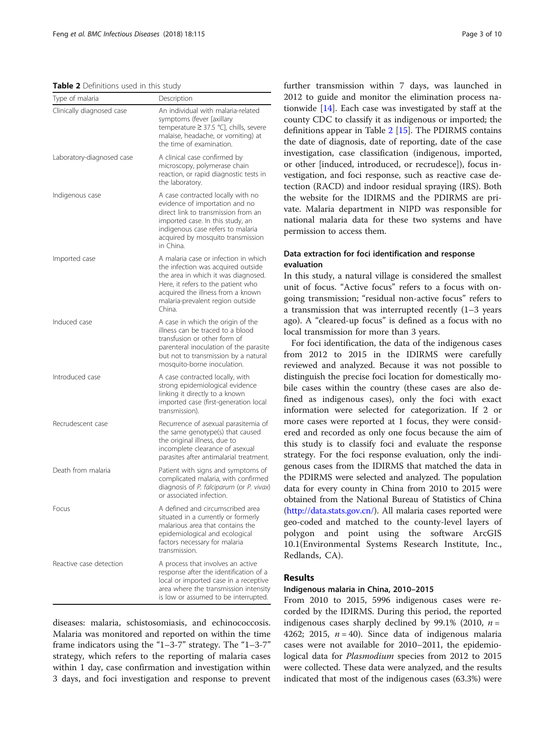**Table 2** Definitions used in this study

| Type of malaria | Description |
| --- | --- |
| Clinically diagnosed case | An individual with malaria-related symptoms (fever [axillary temperature ≥ 37.5 °C], chills, severe malaise, headache, or vomiting) at the time of examination. |
| Laboratory-diagnosed case | A clinical case confirmed by microscopy, polymerase chain reaction, or rapid diagnostic tests in the laboratory. |
| Indigenous case | A case contracted locally with no evidence of importation and no direct link to transmission from an imported case. In this study, an indigenous case refers to malaria acquired by mosquito transmission in China. |
| Imported case | A malaria case or infection in which the infection was acquired outside the area in which it was diagnosed. Here, it refers to the patient who acquired the illness from a known malaria-prevalent region outside China. |
| Induced case | A case in which the origin of the illness can be traced to a blood transfusion or other form of parenteral inoculation of the parasite but not to transmission by a natural mosquito-borne inoculation. |
| Introduced case | A case contracted locally, with strong epidemiological evidence linking it directly to a known imported case (first-generation local transmission). |
| Recrudescent case | Recurrence of asexual parasitemia of the same genotype(s) that caused the original illness, due to incomplete clearance of asexual parasites after antimalarial treatment. |
| Death from malaria | Patient with signs and symptoms of complicated malaria, with confirmed diagnosis of *P. falciparum* (or *P. vivax*) or associated infection. |
| Focus | A defined and circumscribed area situated in a currently or formerly malarious area that contains the epidemiological and ecological factors necessary for malaria transmission. |
| Reactive case detection | A process that involves an active response after the identification of a local or imported case in a receptive area where the transmission intensity is low or assumed to be interrupted. |

diseases: malaria, schistosomiasis, and echinococcosis. Malaria was monitored and reported on within the time frame indicators using the "1–3-7" strategy. The "1–3-7" strategy, which refers to the reporting of malaria cases within 1 day, case confirmation and investigation within 3 days, and foci investigation and response to prevent further transmission within 7 days, was launched in 2012 to guide and monitor the elimination process nationwide [14]. Each case was investigated by staff at the county CDC to classify it as indigenous or imported; the definitions appear in Table 2 [15]. The PDIRMS contains the date of diagnosis, date of reporting, date of the case investigation, case classification (indigenous, imported, or other [induced, introduced, or recrudesce]), focus investigation, and foci response, such as reactive case detection (RACD) and indoor residual spraying (IRS). Both the website for the IDIRMS and the PDIRMS are private. Malaria department in NIPD was responsible for national malaria data for these two systems and have permission to access them.

### Data extraction for foci identification and response evaluation

In this study, a natural village is considered the smallest unit of focus. "Active focus" refers to a focus with ongoing transmission; "residual non-active focus" refers to a transmission that was interrupted recently (1–3 years ago). A "cleared-up focus" is defined as a focus with no local transmission for more than 3 years.

For foci identification, the data of the indigenous cases from 2012 to 2015 in the IDIRMS were carefully reviewed and analyzed. Because it was not possible to distinguish the precise foci location for domestically mobile cases within the country (these cases are also defined as indigenous cases), only the foci with exact information were selected for categorization. If 2 or more cases were reported at 1 focus, they were considered and recorded as only one focus because the aim of this study is to classify foci and evaluate the response strategy. For the foci response evaluation, only the indigenous cases from the IDIRMS that matched the data in the PDIRMS were selected and analyzed. The population data for every county in China from 2010 to 2015 were obtained from the National Bureau of Statistics of China (http://data.stats.gov.cn/). All malaria cases reported were geo-coded and matched to the county-level layers of polygon and point using the software ArcGIS 10.1(Environmental Systems Research Institute, Inc., Redlands, CA).

## Results

### Indigenous malaria in China, 2010–2015

From 2010 to 2015, 5996 indigenous cases were recorded by the IDIRMS. During this period, the reported indigenous cases sharply declined by 99.1% (2010, $n$ = 4262; 2015, $n$ = 40). Since data of indigenous malaria cases were not available for 2010–2011, the epidemiological data for *Plasmodium* species from 2012 to 2015 were collected. These data were analyzed, and the results indicated that most of the indigenous cases (63.3%) were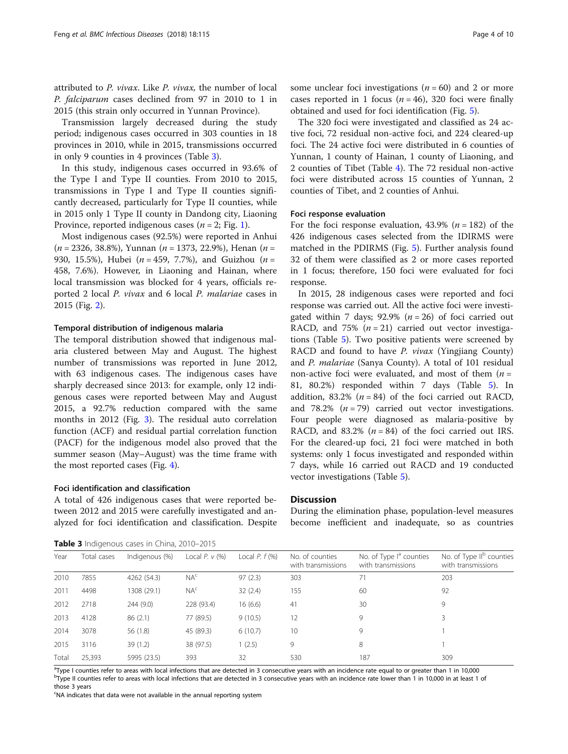attributed to *P. vivax*. Like *P. vivax,* the number of local *P. falciparum* cases declined from 97 in 2010 to 1 in 2015 (this strain only occurred in Yunnan Province).

Transmission largely decreased during the study period; indigenous cases occurred in 303 counties in 18 provinces in 2010, while in 2015, transmissions occurred in only 9 counties in 4 provinces (Table 3).

In this study, indigenous cases occurred in 93.6% of the Type I and Type II counties. From 2010 to 2015, transmissions in Type I and Type II counties significantly decreased, particularly for Type II counties, while in 2015 only 1 Type II county in Dandong city, Liaoning Province, reported indigenous cases ($n = 2$; Fig. 1).

Most indigenous cases (92.5%) were reported in Anhui ($n = 2326$, 38.8%), Yunnan ($n = 1373$, 22.9%), Henan ($n = 930$, 15.5%), Hubei ($n = 459$, 7.7%), and Guizhou ($n = 458$, 7.6%). However, in Liaoning and Hainan, where local transmission was blocked for 4 years, officials reported 2 local *P. vivax* and 6 local *P. malariae* cases in 2015 (Fig. 2).

### Temporal distribution of indigenous malaria

The temporal distribution showed that indigenous malaria clustered between May and August. The highest number of transmissions was reported in June 2012, with 63 indigenous cases. The indigenous cases have sharply decreased since 2013: for example, only 12 indigenous cases were reported between May and August 2015, a 92.7% reduction compared with the same months in 2012 (Fig. 3). The residual auto correlation function (ACF) and residual partial correlation function (PACF) for the indigenous model also proved that the summer season (May–August) was the time frame with the most reported cases (Fig. 4).

### Foci identification and classification

A total of 426 indigenous cases that were reported between 2012 and 2015 were carefully investigated and analyzed for foci identification and classification. Despite some unclear foci investigations ($n = 60$) and 2 or more cases reported in 1 focus ($n = 46$), 320 foci were finally obtained and used for foci identification (Fig. 5).

The 320 foci were investigated and classified as 24 active foci, 72 residual non-active foci, and 224 cleared-up foci. The 24 active foci were distributed in 6 counties of Yunnan, 1 county of Hainan, 1 county of Liaoning, and 2 counties of Tibet (Table 4). The 72 residual non-active foci were distributed across 15 counties of Yunnan, 2 counties of Tibet, and 2 counties of Anhui.

### Foci response evaluation

For the foci response evaluation, 43.9% ($n = 182$) of the 426 indigenous cases selected from the IDIRMS were matched in the PDIRMS (Fig. 5). Further analysis found 32 of them were classified as 2 or more cases reported in 1 focus; therefore, 150 foci were evaluated for foci response.

In 2015, 28 indigenous cases were reported and foci response was carried out. All the active foci were investigated within 7 days; 92.9% ($n = 26$) of foci carried out RACD, and 75% ($n = 21$) carried out vector investigations (Table 5). Two positive patients were screened by RACD and found to have *P. vivax* (Yingjiang County) and *P. malariae* (Sanya County). A total of 101 residual non-active foci were evaluated, and most of them ($n = 81$, 80.2%) responded within 7 days (Table 5). In addition, 83.2% ($n = 84$) of the foci carried out RACD, and 78.2% ($n = 79$) carried out vector investigations. Four people were diagnosed as malaria-positive by RACD, and 83.2% ($n = 84$) of the foci carried out IRS. For the cleared-up foci, 21 foci were matched in both systems: only 1 focus investigated and responded within 7 days, while 16 carried out RACD and 19 conducted vector investigations (Table 5).

## Discussion

During the elimination phase, population-level measures become inefficient and inadequate, so as countries

**Table 3** Indigenous cases in China, 2010–2015

| Year | Total cases | Indigenous (%) | Local *P. v* (%) | Local *P. f* (%) | No. of counties with transmissions | No. of Type I[a] counties with transmissions | No. of Type II[b] counties with transmissions |
|---|---|---|---|---|---|---|---|
| 2010 | 7855 | 4262 (54.3) | NA[c] | 97 (2.3) | 303 | 71 | 203 |
| 2011 | 4498 | 1308 (29.1) | NA[c] | 32 (2.4) | 155 | 60 | 92 |
| 2012 | 2718 | 244 (9.0) | 228 (93.4) | 16 (6.6) | 41 | 30 | 9 |
| 2013 | 4128 | 86 (2.1) | 77 (89.5) | 9 (10.5) | 12 | 9 | 3 |
| 2014 | 3078 | 56 (1.8) | 45 (89.3) | 6 (10.7) | 10 | 9 | 1 |
| 2015 | 3116 | 39 (1.2) | 38 (97.5) | 1 (2.5) | 9 | 8 | 1 |
| Total | 25,393 | 5995 (23.5) | 393 | 32 | 530 | 187 | 309 |

[a]Type I counties refer to areas with local infections that are detected in 3 consecutive years with an incidence rate equal to or greater than 1 in 10,000
[b]Type II counties refer to areas with local infections that are detected in 3 consecutive years with an incidence rate lower than 1 in 10,000 in at least 1 of those 3 years
[c]NA indicates that data were not available in the annual reporting system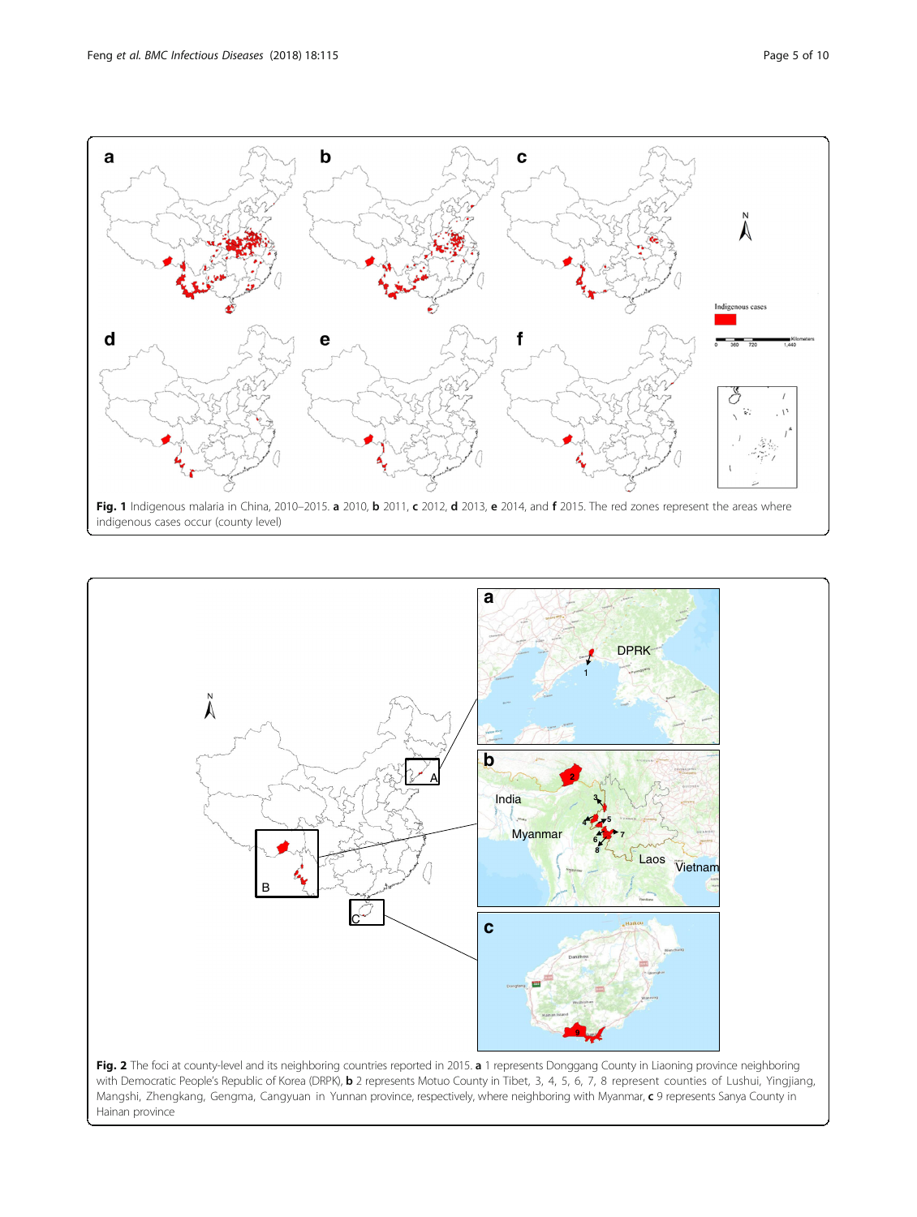**Fig. 1** Indigenous malaria in China, 2010–2015. **a** 2010, **b** 2011, **c** 2012, **d** 2013, **e** 2014, and **f** 2015. The red zones represent the areas where indigenous cases occur (county level)

**Fig. 2** The foci at county-level and its neighboring countries reported in 2015. **a** 1 represents Donggang County in Liaoning province neighboring with Democratic People's Republic of Korea (DPRK), **b** 2 represents Motuo County in Tibet, 3, 4, 5, 6, 7, 8 represent counties of Lushui, Yingjiang, Mangshi, Zhengkang, Gengma, Cangyuan in Yunnan province, respectively, where neighboring with Myanmar, **c** 9 represents Sanya County in Hainan province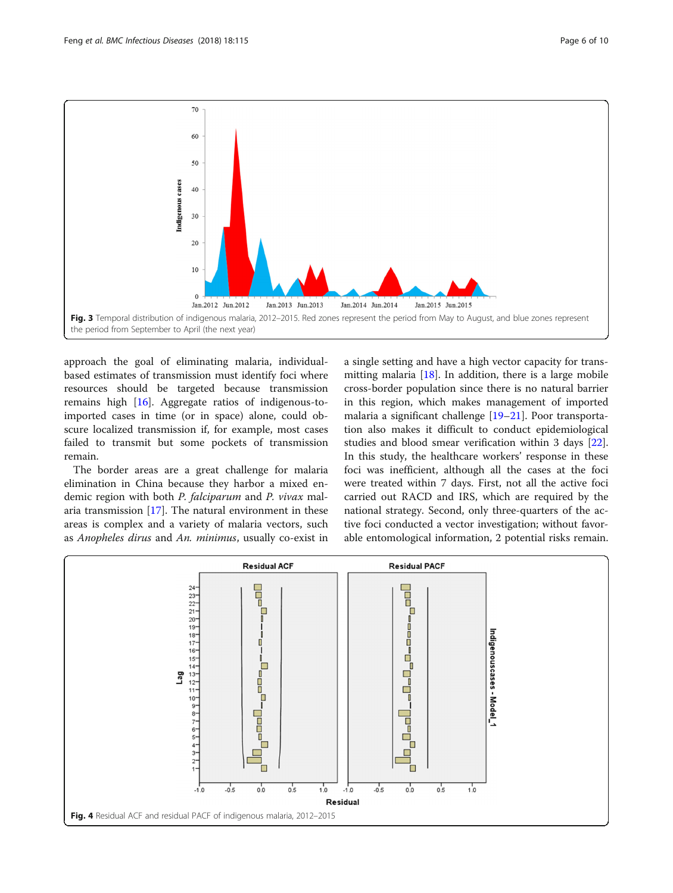Fig. 3 Temporal distribution of indigenous malaria, 2012–2015. Red zones represent the period from May to August, and blue zones represent the period from September to April (the next year)

approach the goal of eliminating malaria, individual-based estimates of transmission must identify foci where resources should be targeted because transmission remains high [16]. Aggregate ratios of indigenous-to-imported cases in time (or in space) alone, could obscure localized transmission if, for example, most cases failed to transmit but some pockets of transmission remain.

The border areas are a great challenge for malaria elimination in China because they harbor a mixed endemic region with both *P. falciparum* and *P. vivax* malaria transmission [17]. The natural environment in these areas is complex and a variety of malaria vectors, such as *Anopheles dirus* and *An. minimus*, usually co-exist in a single setting and have a high vector capacity for transmitting malaria [18]. In addition, there is a large mobile cross-border population since there is no natural barrier in this region, which makes management of imported malaria a significant challenge [19–21]. Poor transportation also makes it difficult to conduct epidemiological studies and blood smear verification within 3 days [22]. In this study, the healthcare workers' response in these foci was inefficient, although all the cases at the foci were treated within 7 days. First, not all the active foci carried out RACD and IRS, which are required by the national strategy. Second, only three-quarters of the active foci conducted a vector investigation; without favorable entomological information, 2 potential risks remain.

Fig. 4 Residual ACF and residual PACF of indigenous malaria, 2012–2015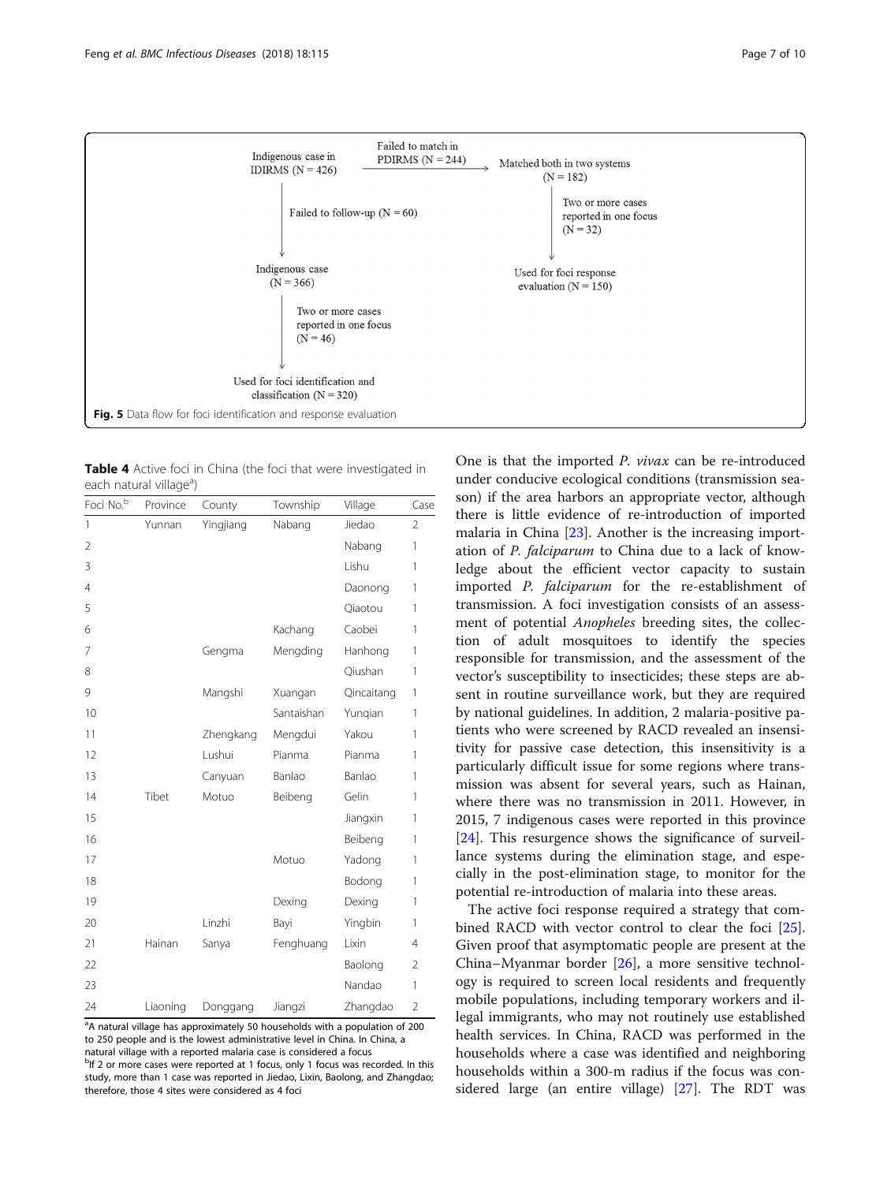Indigenous case in IDIRMS (N = 426) → Failed to match in PDIRMS (N = 244) → Matched both in two systems (N = 182) → Two or more cases reported in one focus (N = 32) → Used for foci response evaluation (N = 150)

Indigenous case in IDIRMS (N = 426) → Failed to follow-up (N = 60) → Indigenous case (N = 366) → Two or more cases reported in one focus (N = 46) → Used for foci identification and classification (N = 320)

**Fig. 5** Data flow for foci identification and response evaluation

**Table 4** Active foci in China (the foci that were investigated in each natural village[a])

| Foci No.[b] | Province | County | Township | Village | Case |
|---|---|---|---|---|---|
| 1 | Yunnan | Yingjiang | Nabang | Jiedao | 2 |
| 2 | | | | Nabang | 1 |
| 3 | | | | Lishu | 1 |
| 4 | | | | Daonong | 1 |
| 5 | | | | Qiaotou | 1 |
| 6 | | | Kachang | Caobei | 1 |
| 7 | | Gengma | Mengding | Hanhong | 1 |
| 8 | | | | Qiushan | 1 |
| 9 | | Mangshi | Xuangan | Qincaitang | 1 |
| 10 | | | Santaishan | Yunqian | 1 |
| 11 | | Zhengkang | Mengdui | Yakou | 1 |
| 12 | | Lushui | Pianma | Pianma | 1 |
| 13 | | Canyuan | Banlao | Banlao | 1 |
| 14 | Tibet | Motuo | Beibeng | Gelin | 1 |
| 15 | | | | Jiangxin | 1 |
| 16 | | | | Beibeng | 1 |
| 17 | | | Motuo | Yadong | 1 |
| 18 | | | | Bodong | 1 |
| 19 | | | Dexing | Dexing | 1 |
| 20 | | Linzhi | Bayi | Yingbin | 1 |
| 21 | Hainan | Sanya | Fenghuang | Lixin | 4 |
| 22 | | | | Baolong | 2 |
| 23 | | | | Nandao | 1 |
| 24 | Liaoning | Donggang | Jiangzi | Zhangdao | 2 |

[a]A natural village has approximately 50 households with a population of 200 to 250 people and is the lowest administrative level in China. In China, a natural village with a reported malaria case is considered a focus
[b]If 2 or more cases were reported at 1 focus, only 1 focus was recorded. In this study, more than 1 case was reported in Jiedao, Lixin, Baolong, and Zhangdao; therefore, those 4 sites were considered as 4 foci

One is that the imported *P. vivax* can be re-introduced under conducive ecological conditions (transmission season) if the area harbors an appropriate vector, although there is little evidence of re-introduction of imported malaria in China [23]. Another is the increasing importation of *P. falciparum* to China due to a lack of knowledge about the efficient vector capacity to sustain imported *P. falciparum* for the re-establishment of transmission. A foci investigation consists of an assessment of potential *Anopheles* breeding sites, the collection of adult mosquitoes to identify the species responsible for transmission, and the assessment of the vector's susceptibility to insecticides; these steps are absent in routine surveillance work, but they are required by national guidelines. In addition, 2 malaria-positive patients who were screened by RACD revealed an insensitivity for passive case detection, this insensitivity is a particularly difficult issue for some regions where transmission was absent for several years, such as Hainan, where there was no transmission in 2011. However, in 2015, 7 indigenous cases were reported in this province [24]. This resurgence shows the significance of surveillance systems during the elimination stage, and especially in the post-elimination stage, to monitor for the potential re-introduction of malaria into these areas.

The active foci response required a strategy that combined RACD with vector control to clear the foci [25]. Given proof that asymptomatic people are present at the China–Myanmar border [26], a more sensitive technology is required to screen local residents and frequently mobile populations, including temporary workers and illegal immigrants, who may not routinely use established health services. In China, RACD was performed in the households where a case was identified and neighboring households within a 300-m radius if the focus was considered large (an entire village) [27]. The RDT was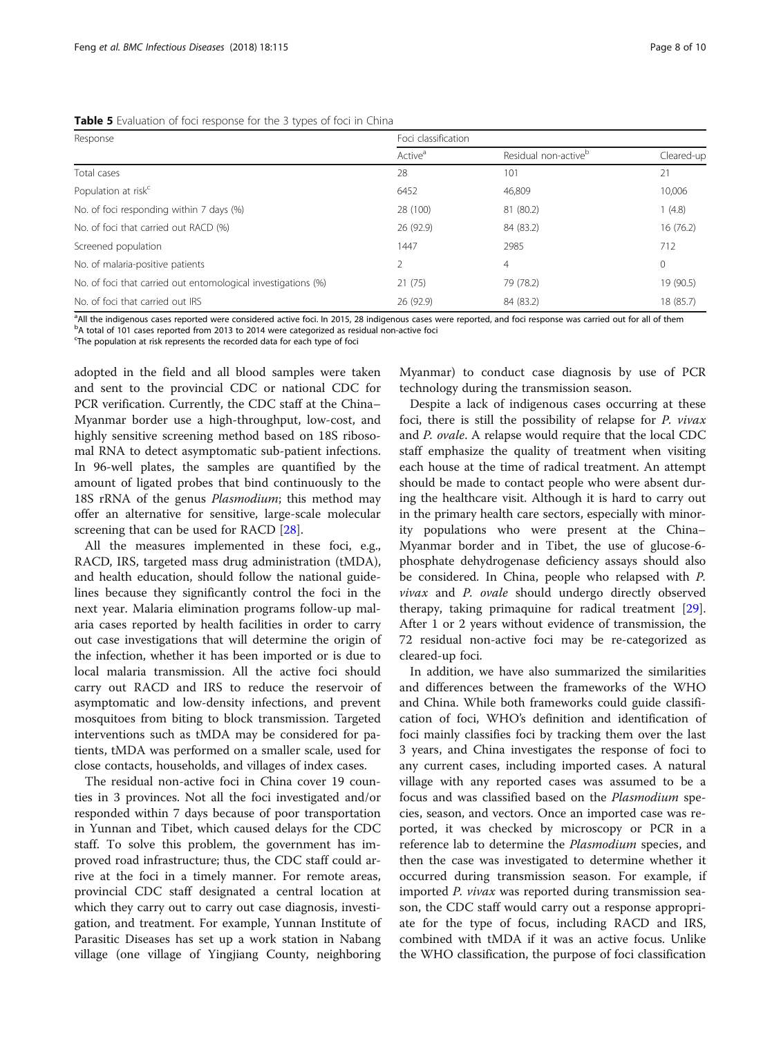**Table 5** Evaluation of foci response for the 3 types of foci in China

| Response | Foci classification | | |
|---|---|---|---|
| | Active[a] | Residual non-active[b] | Cleared-up |
| Total cases | 28 | 101 | 21 |
| Population at risk[c] | 6452 | 46,809 | 10,006 |
| No. of foci responding within 7 days (%) | 28 (100) | 81 (80.2) | 1 (4.8) |
| No. of foci that carried out RACD (%) | 26 (92.9) | 84 (83.2) | 16 (76.2) |
| Screened population | 1447 | 2985 | 712 |
| No. of malaria-positive patients | 2 | 4 | 0 |
| No. of foci that carried out entomological investigations (%) | 21 (75) | 79 (78.2) | 19 (90.5) |
| No. of foci that carried out IRS | 26 (92.9) | 84 (83.2) | 18 (85.7) |

[a]All the indigenous cases reported were considered active foci. In 2015, 28 indigenous cases were reported, and foci response was carried out for all of them
[b]A total of 101 cases reported from 2013 to 2014 were categorized as residual non-active foci
[c]The population at risk represents the recorded data for each type of foci

adopted in the field and all blood samples were taken and sent to the provincial CDC or national CDC for PCR verification. Currently, the CDC staff at the China–Myanmar border use a high-throughput, low-cost, and highly sensitive screening method based on 18S ribosomal RNA to detect asymptomatic sub-patient infections. In 96-well plates, the samples are quantified by the amount of ligated probes that bind continuously to the 18S rRNA of the genus *Plasmodium*; this method may offer an alternative for sensitive, large-scale molecular screening that can be used for RACD [28].

All the measures implemented in these foci, e.g., RACD, IRS, targeted mass drug administration (tMDA), and health education, should follow the national guidelines because they significantly control the foci in the next year. Malaria elimination programs follow-up malaria cases reported by health facilities in order to carry out case investigations that will determine the origin of the infection, whether it has been imported or is due to local malaria transmission. All the active foci should carry out RACD and IRS to reduce the reservoir of asymptomatic and low-density infections, and prevent mosquitoes from biting to block transmission. Targeted interventions such as tMDA may be considered for patients, tMDA was performed on a smaller scale, used for close contacts, households, and villages of index cases.

The residual non-active foci in China cover 19 counties in 3 provinces. Not all the foci investigated and/or responded within 7 days because of poor transportation in Yunnan and Tibet, which caused delays for the CDC staff. To solve this problem, the government has improved road infrastructure; thus, the CDC staff could arrive at the foci in a timely manner. For remote areas, provincial CDC staff designated a central location at which they carry out to carry out case diagnosis, investigation, and treatment. For example, Yunnan Institute of Parasitic Diseases has set up a work station in Nabang village (one village of Yingjiang County, neighboring Myanmar) to conduct case diagnosis by use of PCR technology during the transmission season.

Despite a lack of indigenous cases occurring at these foci, there is still the possibility of relapse for *P. vivax* and *P. ovale*. A relapse would require that the local CDC staff emphasize the quality of treatment when visiting each house at the time of radical treatment. An attempt should be made to contact people who were absent during the healthcare visit. Although it is hard to carry out in the primary health care sectors, especially with minority populations who were present at the China–Myanmar border and in Tibet, the use of glucose-6-phosphate dehydrogenase deficiency assays should also be considered. In China, people who relapsed with *P. vivax* and *P. ovale* should undergo directly observed therapy, taking primaquine for radical treatment [29]. After 1 or 2 years without evidence of transmission, the 72 residual non-active foci may be re-categorized as cleared-up foci.

In addition, we have also summarized the similarities and differences between the frameworks of the WHO and China. While both frameworks could guide classification of foci, WHO's definition and identification of foci mainly classifies foci by tracking them over the last 3 years, and China investigates the response of foci to any current cases, including imported cases. A natural village with any reported cases was assumed to be a focus and was classified based on the *Plasmodium* species, season, and vectors. Once an imported case was reported, it was checked by microscopy or PCR in a reference lab to determine the *Plasmodium* species, and then the case was investigated to determine whether it occurred during transmission season. For example, if imported *P. vivax* was reported during transmission season, the CDC staff would carry out a response appropriate for the type of focus, including RACD and IRS, combined with tMDA if it was an active focus. Unlike the WHO classification, the purpose of foci classification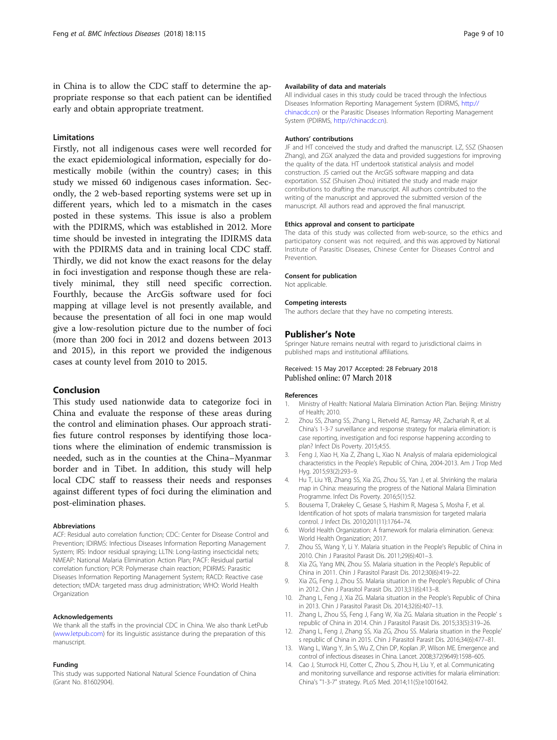in China is to allow the CDC staff to determine the appropriate response so that each patient can be identified early and obtain appropriate treatment.

### Limitations

Firstly, not all indigenous cases were well recorded for the exact epidemiological information, especially for domestically mobile (within the country) cases; in this study we missed 60 indigenous cases information. Secondly, the 2 web-based reporting systems were set up in different years, which led to a mismatch in the cases posted in these systems. This issue is also a problem with the PDIRMS, which was established in 2012. More time should be invested in integrating the IDIRMS data with the PDIRMS data and in training local CDC staff. Thirdly, we did not know the exact reasons for the delay in foci investigation and response though these are relatively minimal, they still need specific correction. Fourthly, because the ArcGis software used for foci mapping at village level is not presently available, and because the presentation of all foci in one map would give a low-resolution picture due to the number of foci (more than 200 foci in 2012 and dozens between 2013 and 2015), in this report we provided the indigenous cases at county level from 2010 to 2015.

## Conclusion

This study used nationwide data to categorize foci in China and evaluate the response of these areas during the control and elimination phases. Our approach stratifies future control responses by identifying those locations where the elimination of endemic transmission is needed, such as in the counties at the China–Myanmar border and in Tibet. In addition, this study will help local CDC staff to reassess their needs and responses against different types of foci during the elimination and post-elimination phases.

#### Abbreviations

ACF: Residual auto correlation function; CDC: Center for Disease Control and Prevention; IDIRMS: Infectious Diseases Information Reporting Management System; IRS: Indoor residual spraying; LLTN: Long-lasting insecticidal nets; NMEAP: National Malaria Elimination Action Plan; PACF: Residual partial correlation function; PCR: Polymerase chain reaction; PDIRMS: Parasitic Diseases Information Reporting Management System; RACD: Reactive case detection; tMDA: targeted mass drug administration; WHO: World Health Organization

#### Acknowledgements

We thank all the staffs in the provincial CDC in China. We also thank LetPub (www.letpub.com) for its linguistic assistance during the preparation of this manuscript.

#### Funding

This study was supported National Natural Science Foundation of China (Grant No. 81602904).

#### Availability of data and materials

All individual cases in this study could be traced through the Infectious Diseases Information Reporting Management System (IDIRMS, http://chinacdc.cn) or the Parasitic Diseases Information Reporting Management System (PDIRMS, http://chinacdc.cn).

#### Authors' contributions

JF and HT conceived the study and drafted the manuscript. LZ, SSZ (Shaosen Zhang), and ZGX analyzed the data and provided suggestions for improving the quality of the data. HT undertook statistical analysis and model construction. JS carried out the ArcGIS software mapping and data exportation. SSZ (Shuisen Zhou) initiated the study and made major contributions to drafting the manuscript. All authors contributed to the writing of the manuscript and approved the submitted version of the manuscript. All authors read and approved the final manuscript.

#### Ethics approval and consent to participate

The data of this study was collected from web-source, so the ethics and participatory consent was not required, and this was approved by National Institute of Parasitic Diseases, Chinese Center for Diseases Control and Prevention.

#### Consent for publication

Not applicable.

#### Competing interests

The authors declare that they have no competing interests.

### Publisher's Note

Springer Nature remains neutral with regard to jurisdictional claims in published maps and institutional affiliations.

Received: 15 May 2017 Accepted: 28 February 2018
Published online: 07 March 2018

#### References

1. Ministry of Health: National Malaria Elimination Action Plan. Beijing: Ministry of Health; 2010.
2. Zhou SS, Zhang SS, Zhang L, Rietveld AE, Ramsay AR, Zachariah R, et al. China's 1-3-7 surveillance and response strategy for malaria elimination: is case reporting, investigation and foci response happening according to plan? Infect Dis Poverty. 2015;4:55.
3. Feng J, Xiao H, Xia Z, Zhang L, Xiao N. Analysis of malaria epidemiological characteristics in the People's Republic of China, 2004-2013. Am J Trop Med Hyg. 2015;93(2):293–9.
4. Hu T, Liu YB, Zhang SS, Xia ZG, Zhou SS, Yan J, et al. Shrinking the malaria map in China: measuring the progress of the National Malaria Elimination Programme. Infect Dis Poverty. 2016;5(1):52.
5. Bousema T, Drakeley C, Gesase S, Hashim R, Magesa S, Mosha F, et al. Identification of hot spots of malaria transmission for targeted malaria control. J Infect Dis. 2010;201(11):1764–74.
6. World Health Organization: A framework for malaria elimination. Geneva: World Health Organization; 2017.
7. Zhou SS, Wang Y, Li Y. Malaria situation in the People's Republic of China in 2010. Chin J Parasitol Parasit Dis. 2011;29(6):401–3.
8. Xia ZG, Yang MN, Zhou SS. Malaria situation in the People's Republic of China in 2011. Chin J Parasitol Parasit Dis. 2012;30(6):419–22.
9. Xia ZG, Feng J, Zhou SS. Malaria situation in the People's Republic of China in 2012. Chin J Parasitol Parasit Dis. 2013;31(6):413–8.
10. Zhang L, Feng J, Xia ZG. Malaria situation in the People's Republic of China in 2013. Chin J Parasitol Parasit Dis. 2014;32(6):407–13.
11. Zhang L, Zhou SS, Feng J, Fang W, Xia ZG. Malaria situation in the People' s republic of China in 2014. Chin J Parasitol Parasit Dis. 2015;33(5):319–26.
12. Zhang L, Feng J, Zhang SS, Xia ZG, Zhou SS. Malaria situation in the People' s republic of China in 2015. Chin J Parasitol Parasit Dis. 2016;34(6):477–81.
13. Wang L, Wang Y, Jin S, Wu Z, Chin DP, Koplan JP, Wilson ME. Emergence and control of infectious diseases in China. Lancet. 2008;372(9649):1598–605.
14. Cao J, Sturrock HJ, Cotter C, Zhou S, Zhou H, Liu Y, et al. Communicating and monitoring surveillance and response activities for malaria elimination: China's "1-3-7" strategy. PLoS Med. 2014;11(5):e1001642.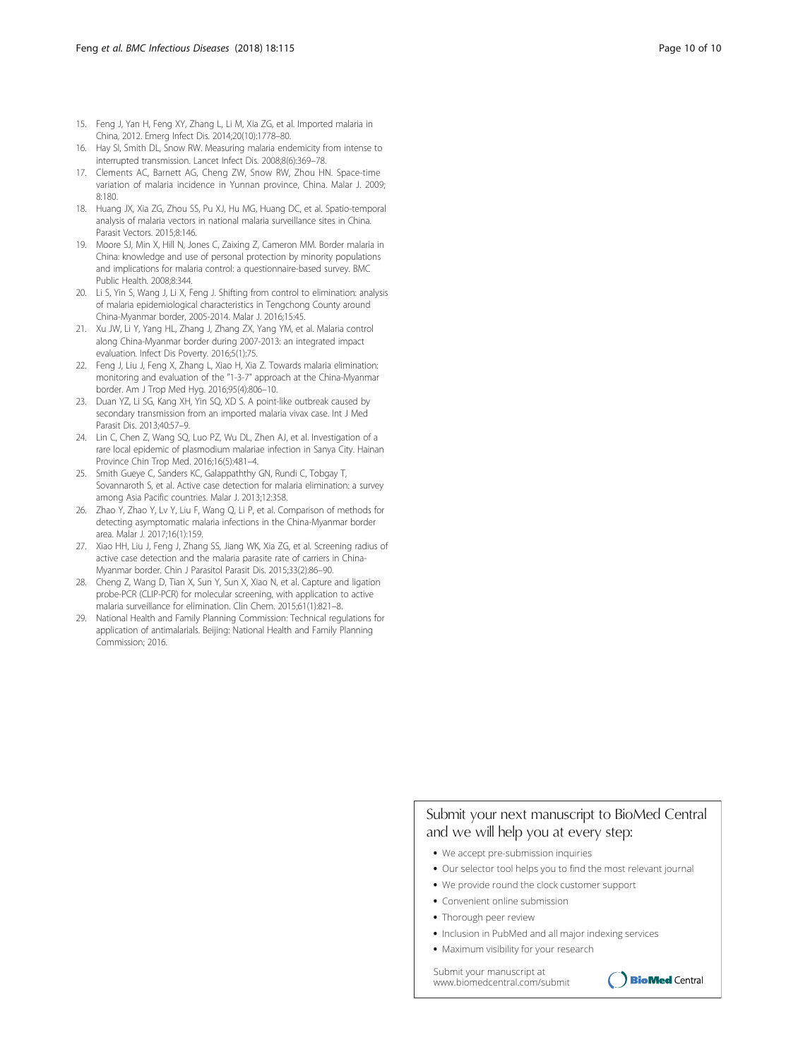15. Feng J, Yan H, Feng XY, Zhang L, Li M, Xia ZG, et al. Imported malaria in China, 2012. Emerg Infect Dis. 2014;20(10):1778–80.
16. Hay SI, Smith DL, Snow RW. Measuring malaria endemicity from intense to interrupted transmission. Lancet Infect Dis. 2008;8(6):369–78.
17. Clements AC, Barnett AG, Cheng ZW, Snow RW, Zhou HN. Space-time variation of malaria incidence in Yunnan province, China. Malar J. 2009; 8:180.
18. Huang JX, Xia ZG, Zhou SS, Pu XJ, Hu MG, Huang DC, et al. Spatio-temporal analysis of malaria vectors in national malaria surveillance sites in China. Parasit Vectors. 2015;8:146.
19. Moore SJ, Min X, Hill N, Jones C, Zaixing Z, Cameron MM. Border malaria in China: knowledge and use of personal protection by minority populations and implications for malaria control: a questionnaire-based survey. BMC Public Health. 2008;8:344.
20. Li S, Yin S, Wang J, Li X, Feng J. Shifting from control to elimination: analysis of malaria epidemiological characteristics in Tengchong County around China-Myanmar border, 2005-2014. Malar J. 2016;15:45.
21. Xu JW, Li Y, Yang HL, Zhang J, Zhang ZX, Yang YM, et al. Malaria control along China-Myanmar border during 2007-2013: an integrated impact evaluation. Infect Dis Poverty. 2016;5(1):75.
22. Feng J, Liu J, Feng X, Zhang L, Xiao H, Xia Z. Towards malaria elimination: monitoring and evaluation of the "1-3-7" approach at the China-Myanmar border. Am J Trop Med Hyg. 2016;95(4):806–10.
23. Duan YZ, Li SG, Kang XH, Yin SQ, XD S. A point-like outbreak caused by secondary transmission from an imported malaria vivax case. Int J Med Parasit Dis. 2013;40:57–9.
24. Lin C, Chen Z, Wang SQ, Luo PZ, Wu DL, Zhen AJ, et al. Investigation of a rare local epidemic of plasmodium malariae infection in Sanya City. Hainan Province Chin Trop Med. 2016;16(5):481–4.
25. Smith Gueye C, Sanders KC, Galappaththy GN, Rundi C, Tobgay T, Sovannaroth S, et al. Active case detection for malaria elimination: a survey among Asia Pacific countries. Malar J. 2013;12:358.
26. Zhao Y, Zhao Y, Lv Y, Liu F, Wang Q, Li P, et al. Comparison of methods for detecting asymptomatic malaria infections in the China-Myanmar border area. Malar J. 2017;16(1):159.
27. Xiao HH, Liu J, Feng J, Zhang SS, Jiang WK, Xia ZG, et al. Screening radius of active case detection and the malaria parasite rate of carriers in China-Myanmar border. Chin J Parasitol Parasit Dis. 2015;33(2):86–90.
28. Cheng Z, Wang D, Tian X, Sun Y, Sun X, Xiao N, et al. Capture and ligation probe-PCR (CLIP-PCR) for molecular screening, with application to active malaria surveillance for elimination. Clin Chem. 2015;61(1):821–8.
29. National Health and Family Planning Commission: Technical regulations for application of antimalarials. Beijing: National Health and Family Planning Commission; 2016.

Submit your next manuscript to BioMed Central and we will help you at every step:

- We accept pre-submission inquiries
- Our selector tool helps you to find the most relevant journal
- We provide round the clock customer support
- Convenient online submission
- Thorough peer review
- Inclusion in PubMed and all major indexing services
- Maximum visibility for your research

Submit your manuscript at www.biomedcentral.com/submit

BioMed Central